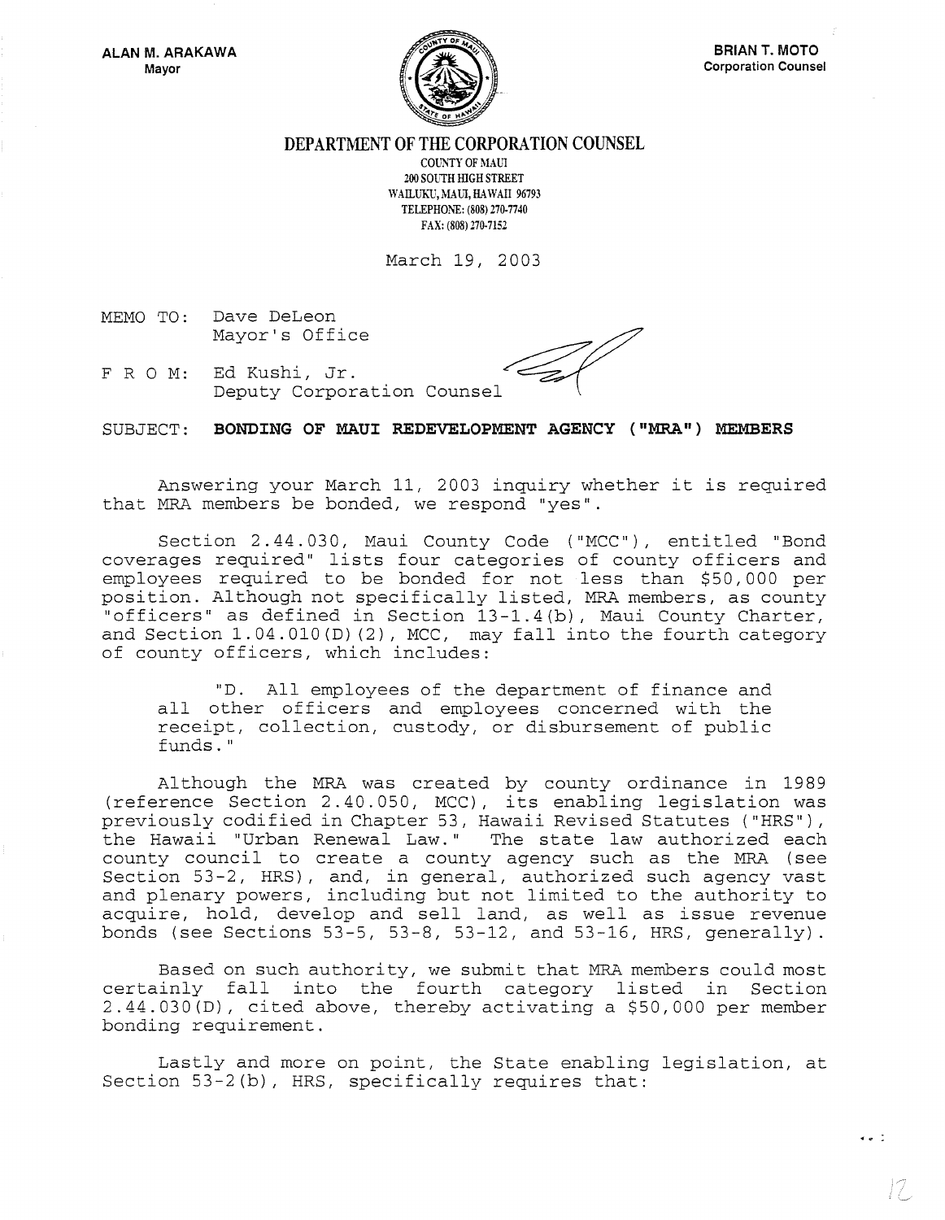ALAN M. ARAKAWA
Mayor

BRIAN T. MOTO
Corporation Counsel

# DEPARTMENT OF THE CORPORATION COUNSEL

COUNTY OF MAUI
200 SOUTH HIGH STREET
WAILUKU, MAUI, HAWAII 96793
TELEPHONE: (808) 270-7740
FAX: (808) 270-7152

March 19, 2003

MEMO TO: Dave DeLeon
Mayor's Office

F R O M: Ed Kushi, Jr.
Deputy Corporation Counsel

SUBJECT: **BONDING OF MAUI REDEVELOPMENT AGENCY ("MRA") MEMBERS**

Answering your March 11, 2003 inquiry whether it is required that MRA members be bonded, we respond "yes".

Section 2.44.030, Maui County Code ("MCC"), entitled "Bond coverages required" lists four categories of county officers and employees required to be bonded for not less than $50,000 per position. Although not specifically listed, MRA members, as county "officers" as defined in Section 13-1.4(b), Maui County Charter, and Section 1.04.010(D)(2), MCC, may fall into the fourth category of county officers, which includes:

> "D. All employees of the department of finance and all other officers and employees concerned with the receipt, collection, custody, or disbursement of public funds."

Although the MRA was created by county ordinance in 1989 (reference Section 2.40.050, MCC), its enabling legislation was previously codified in Chapter 53, Hawaii Revised Statutes ("HRS"), the Hawaii "Urban Renewal Law." The state law authorized each county council to create a county agency such as the MRA (see Section 53-2, HRS), and, in general, authorized such agency vast and plenary powers, including but not limited to the authority to acquire, hold, develop and sell land, as well as issue revenue bonds (see Sections 53-5, 53-8, 53-12, and 53-16, HRS, generally).

Based on such authority, we submit that MRA members could most certainly fall into the fourth category listed in Section 2.44.030(D), cited above, thereby activating a $50,000 per member bonding requirement.

Lastly and more on point, the State enabling legislation, at Section 53-2(b), HRS, specifically requires that: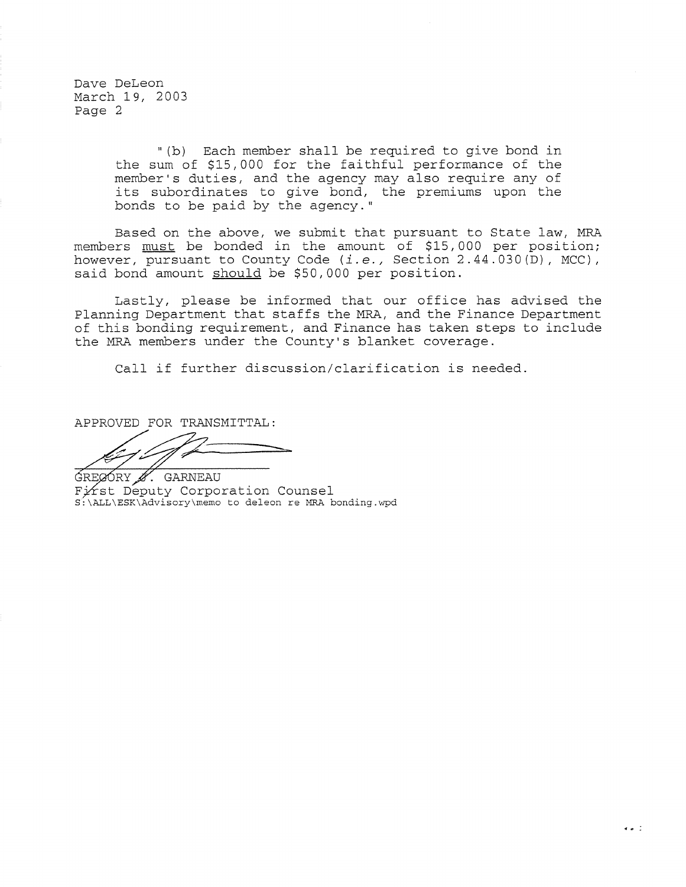Dave DeLeon
March 19, 2003
Page 2

> "(b) Each member shall be required to give bond in the sum of $15,000 for the faithful performance of the member's duties, and the agency may also require any of its subordinates to give bond, the premiums upon the bonds to be paid by the agency."

Based on the above, we submit that pursuant to State law, MRA members <u>must</u> be bonded in the amount of $15,000 per position; however, pursuant to County Code (*i.e.*, Section 2.44.030(D), MCC), said bond amount <u>should</u> be $50,000 per position.

Lastly, please be informed that our office has advised the Planning Department that staffs the MRA, and the Finance Department of this bonding requirement, and Finance has taken steps to include the MRA members under the County's blanket coverage.

Call if further discussion/clarification is needed.

APPROVED FOR TRANSMITTAL:

GREGORY J. GARNEAU
First Deputy Corporation Counsel
S:\ALL\ESK\Advisory\memo to deleon re MRA bonding.wpd